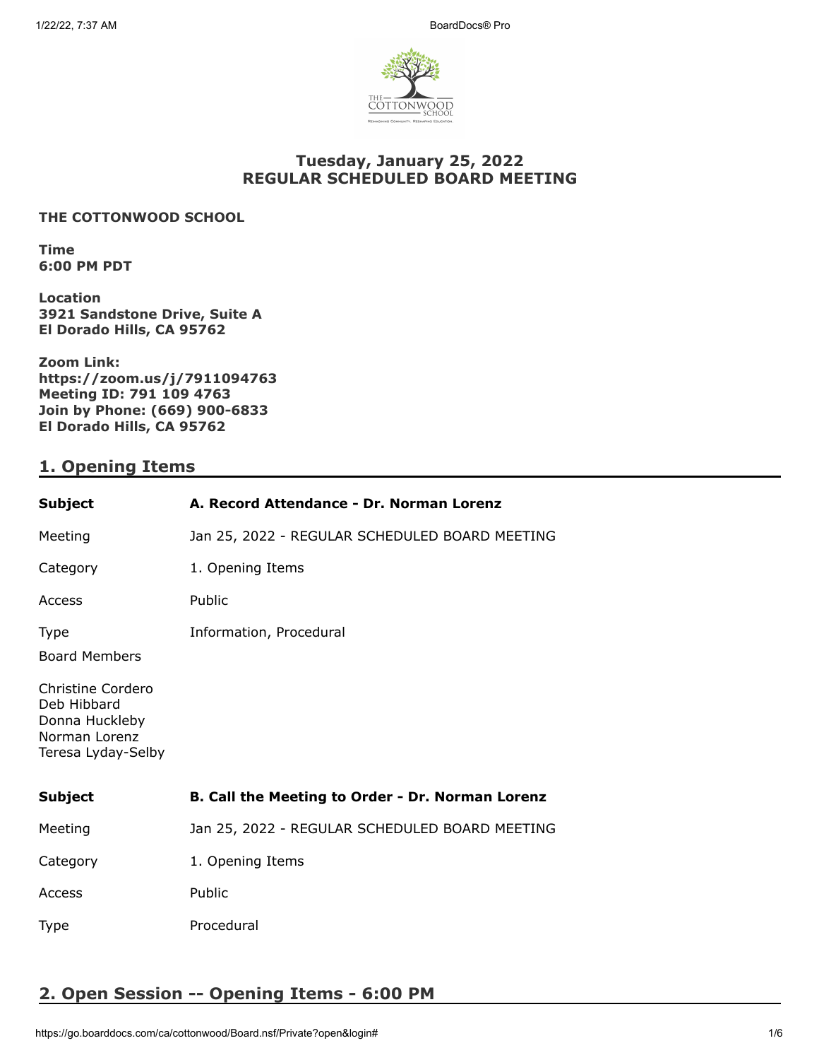# Tuesday, January 25, 2022
# REGULAR SCHEDULED BOARD MEETING

**THE COTTONWOOD SCHOOL**

**Time**
**6:00 PM PDT**

**Location**
**3921 Sandstone Drive, Suite A**
**El Dorado Hills, CA 95762**

**Zoom Link:**
**https://zoom.us/j/7911094763**
**Meeting ID: 791 109 4763**
**Join by Phone: (669) 900-6833**
**El Dorado Hills, CA 95762**

## 1. Opening Items

| **Subject** | **A. Record Attendance - Dr. Norman Lorenz** |
|---|---|
| Meeting | Jan 25, 2022 - REGULAR SCHEDULED BOARD MEETING |
| Category | 1. Opening Items |
| Access | Public |
| Type | Information, Procedural |

Board Members

Christine Cordero
Deb Hibbard
Donna Huckleby
Norman Lorenz
Teresa Lyday-Selby

| **Subject** | **B. Call the Meeting to Order - Dr. Norman Lorenz** |
|---|---|
| Meeting | Jan 25, 2022 - REGULAR SCHEDULED BOARD MEETING |
| Category | 1. Opening Items |
| Access | Public |
| Type | Procedural |

## 2. Open Session -- Opening Items - 6:00 PM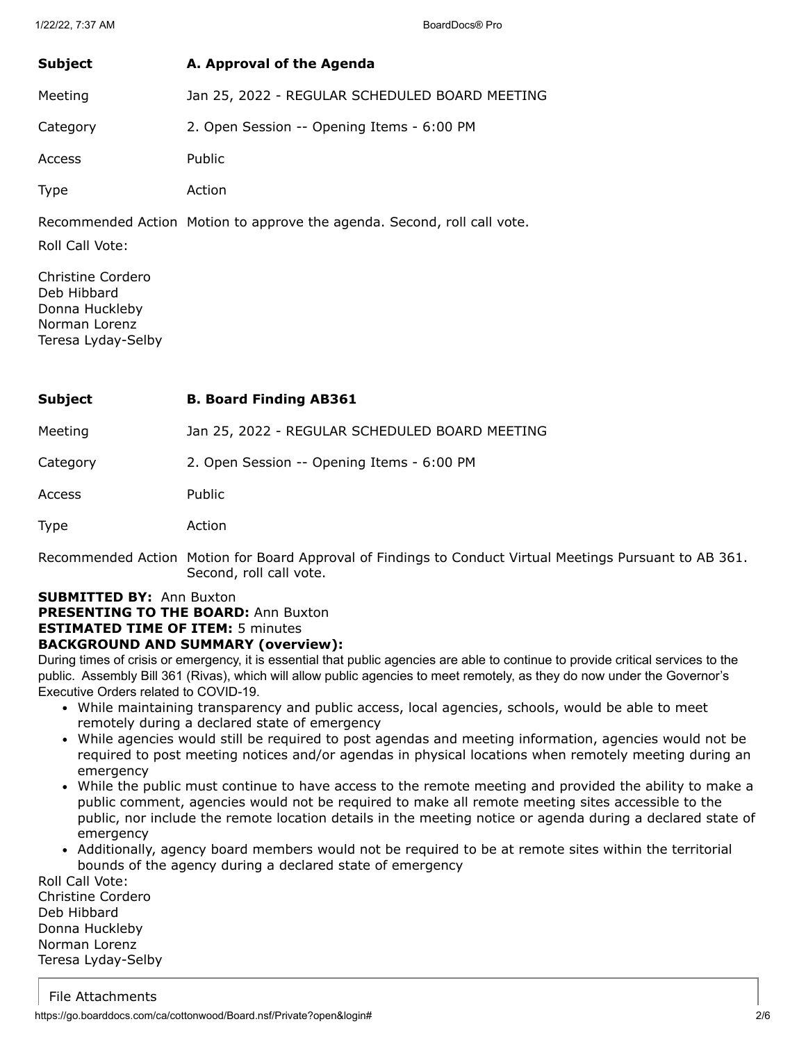| | |
|---|---|
| **Subject** | **A. Approval of the Agenda** |
| Meeting | Jan 25, 2022 - REGULAR SCHEDULED BOARD MEETING |
| Category | 2. Open Session -- Opening Items - 6:00 PM |
| Access | Public |
| Type | Action |
| Recommended Action | Motion to approve the agenda. Second, roll call vote. |

Roll Call Vote:

Christine Cordero
Deb Hibbard
Donna Huckleby
Norman Lorenz
Teresa Lyday-Selby

| | |
|---|---|
| **Subject** | **B. Board Finding AB361** |
| Meeting | Jan 25, 2022 - REGULAR SCHEDULED BOARD MEETING |
| Category | 2. Open Session -- Opening Items - 6:00 PM |
| Access | Public |
| Type | Action |
| Recommended Action | Motion for Board Approval of Findings to Conduct Virtual Meetings Pursuant to AB 361. Second, roll call vote. |

**SUBMITTED BY:** Ann Buxton
**PRESENTING TO THE BOARD:** Ann Buxton
**ESTIMATED TIME OF ITEM:** 5 minutes
**BACKGROUND AND SUMMARY (overview):**

During times of crisis or emergency, it is essential that public agencies are able to continue to provide critical services to the public. Assembly Bill 361 (Rivas), which will allow public agencies to meet remotely, as they do now under the Governor's Executive Orders related to COVID-19.

- While maintaining transparency and public access, local agencies, schools, would be able to meet remotely during a declared state of emergency
- While agencies would still be required to post agendas and meeting information, agencies would not be required to post meeting notices and/or agendas in physical locations when remotely meeting during an emergency
- While the public must continue to have access to the remote meeting and provided the ability to make a public comment, agencies would not be required to make all remote meeting sites accessible to the public, nor include the remote location details in the meeting notice or agenda during a declared state of emergency
- Additionally, agency board members would not be required to be at remote sites within the territorial bounds of the agency during a declared state of emergency

Roll Call Vote:
Christine Cordero
Deb Hibbard
Donna Huckleby
Norman Lorenz
Teresa Lyday-Selby

File Attachments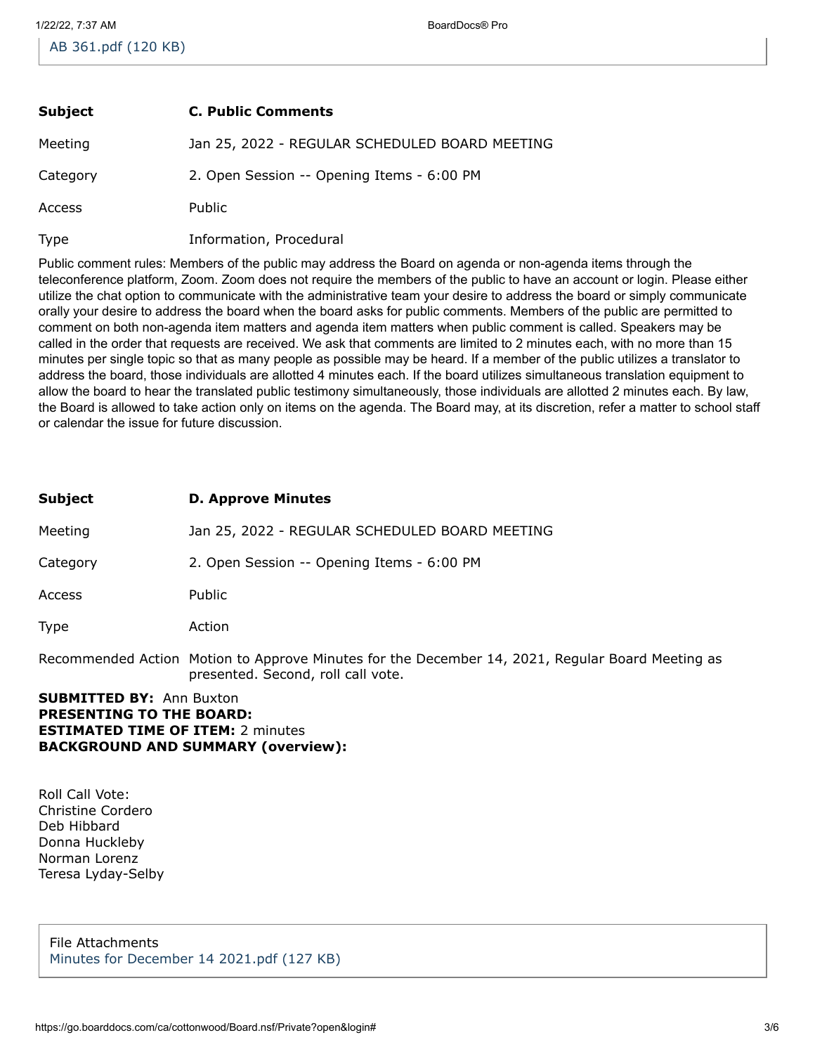AB 361.pdf (120 KB)

| **Subject** | **C. Public Comments** |
| --- | --- |
| Meeting | Jan 25, 2022 - REGULAR SCHEDULED BOARD MEETING |
| Category | 2. Open Session -- Opening Items - 6:00 PM |
| Access | Public |
| Type | Information, Procedural |

Public comment rules: Members of the public may address the Board on agenda or non-agenda items through the teleconference platform, Zoom. Zoom does not require the members of the public to have an account or login. Please either utilize the chat option to communicate with the administrative team your desire to address the board or simply communicate orally your desire to address the board when the board asks for public comments. Members of the public are permitted to comment on both non-agenda item matters and agenda item matters when public comment is called. Speakers may be called in the order that requests are received. We ask that comments are limited to 2 minutes each, with no more than 15 minutes per single topic so that as many people as possible may be heard. If a member of the public utilizes a translator to address the board, those individuals are allotted 4 minutes each. If the board utilizes simultaneous translation equipment to allow the board to hear the translated public testimony simultaneously, those individuals are allotted 2 minutes each. By law, the Board is allowed to take action only on items on the agenda. The Board may, at its discretion, refer a matter to school staff or calendar the issue for future discussion.

| **Subject** | **D. Approve Minutes** |
| --- | --- |
| Meeting | Jan 25, 2022 - REGULAR SCHEDULED BOARD MEETING |
| Category | 2. Open Session -- Opening Items - 6:00 PM |
| Access | Public |
| Type | Action |
| Recommended Action | Motion to Approve Minutes for the December 14, 2021, Regular Board Meeting as presented. Second, roll call vote. |

**SUBMITTED BY:** Ann Buxton
**PRESENTING TO THE BOARD:**
**ESTIMATED TIME OF ITEM:** 2 minutes
**BACKGROUND AND SUMMARY (overview):**

Roll Call Vote:
Christine Cordero
Deb Hibbard
Donna Huckleby
Norman Lorenz
Teresa Lyday-Selby

File Attachments
Minutes for December 14 2021.pdf (127 KB)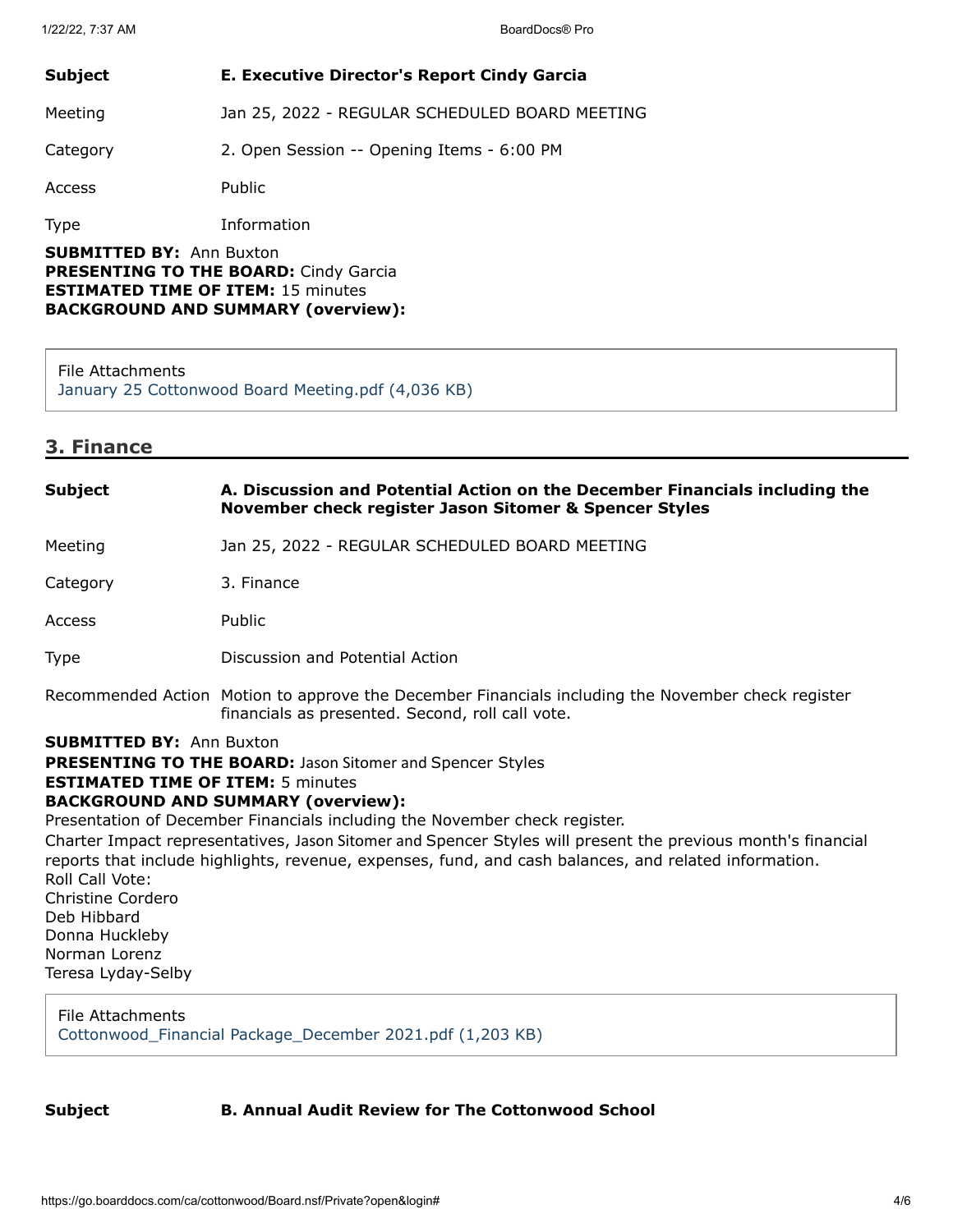| | |
|---|---|
| **Subject** | **E. Executive Director's Report Cindy Garcia** |
| Meeting | Jan 25, 2022 - REGULAR SCHEDULED BOARD MEETING |
| Category | 2. Open Session -- Opening Items - 6:00 PM |
| Access | Public |
| Type | Information |

**SUBMITTED BY:** Ann Buxton
**PRESENTING TO THE BOARD:** Cindy Garcia
**ESTIMATED TIME OF ITEM:** 15 minutes
**BACKGROUND AND SUMMARY (overview):**

File Attachments
January 25 Cottonwood Board Meeting.pdf (4,036 KB)

## 3. Finance

| | |
|---|---|
| **Subject** | **A. Discussion and Potential Action on the December Financials including the November check register Jason Sitomer & Spencer Styles** |
| Meeting | Jan 25, 2022 - REGULAR SCHEDULED BOARD MEETING |
| Category | 3. Finance |
| Access | Public |
| Type | Discussion and Potential Action |
| Recommended Action | Motion to approve the December Financials including the November check register financials as presented. Second, roll call vote. |

**SUBMITTED BY:** Ann Buxton
**PRESENTING TO THE BOARD:** Jason Sitomer and Spencer Styles
**ESTIMATED TIME OF ITEM:** 5 minutes
**BACKGROUND AND SUMMARY (overview):**
Presentation of December Financials including the November check register.
Charter Impact representatives, Jason Sitomer and Spencer Styles will present the previous month's financial reports that include highlights, revenue, expenses, fund, and cash balances, and related information.
Roll Call Vote:
Christine Cordero
Deb Hibbard
Donna Huckleby
Norman Lorenz
Teresa Lyday-Selby

File Attachments
Cottonwood_Financial Package_December 2021.pdf (1,203 KB)

| | |
|---|---|
| **Subject** | **B. Annual Audit Review for The Cottonwood School** |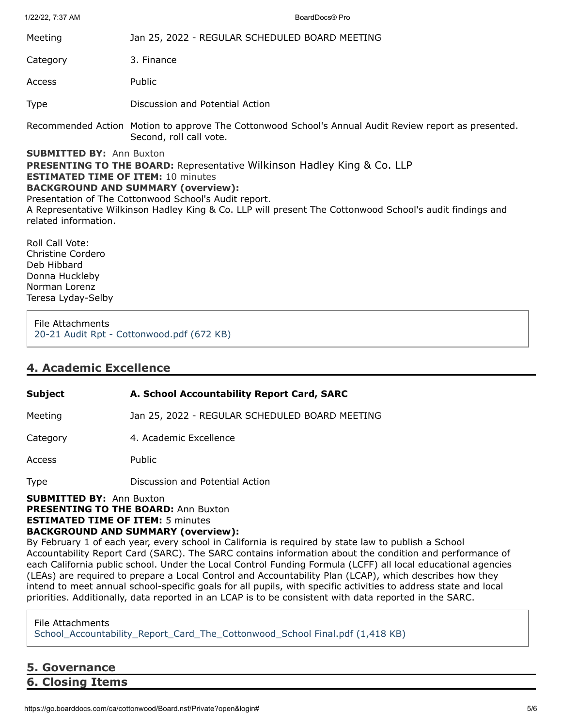| | |
|---|---|
| Meeting | Jan 25, 2022 - REGULAR SCHEDULED BOARD MEETING |
| Category | 3. Finance |
| Access | Public |
| Type | Discussion and Potential Action |
| Recommended Action | Motion to approve The Cottonwood School's Annual Audit Review report as presented. Second, roll call vote. |

**SUBMITTED BY:** Ann Buxton
**PRESENTING TO THE BOARD:** Representative Wilkinson Hadley King & Co. LLP
**ESTIMATED TIME OF ITEM:** 10 minutes
**BACKGROUND AND SUMMARY (overview):**
Presentation of The Cottonwood School's Audit report.
A Representative Wilkinson Hadley King & Co. LLP will present The Cottonwood School's audit findings and related information.

Roll Call Vote:
Christine Cordero
Deb Hibbard
Donna Huckleby
Norman Lorenz
Teresa Lyday-Selby

File Attachments
20-21 Audit Rpt - Cottonwood.pdf (672 KB)

## 4. Academic Excellence

| | |
|---|---|
| **Subject** | **A. School Accountability Report Card, SARC** |
| Meeting | Jan 25, 2022 - REGULAR SCHEDULED BOARD MEETING |
| Category | 4. Academic Excellence |
| Access | Public |
| Type | Discussion and Potential Action |

**SUBMITTED BY:** Ann Buxton
**PRESENTING TO THE BOARD:** Ann Buxton
**ESTIMATED TIME OF ITEM:** 5 minutes
**BACKGROUND AND SUMMARY (overview):**
By February 1 of each year, every school in California is required by state law to publish a School Accountability Report Card (SARC). The SARC contains information about the condition and performance of each California public school. Under the Local Control Funding Formula (LCFF) all local educational agencies (LEAs) are required to prepare a Local Control and Accountability Plan (LCAP), which describes how they intend to meet annual school-specific goals for all pupils, with specific activities to address state and local priorities. Additionally, data reported in an LCAP is to be consistent with data reported in the SARC.

File Attachments
School_Accountability_Report_Card_The_Cottonwood_School Final.pdf (1,418 KB)

## 5. Governance

## 6. Closing Items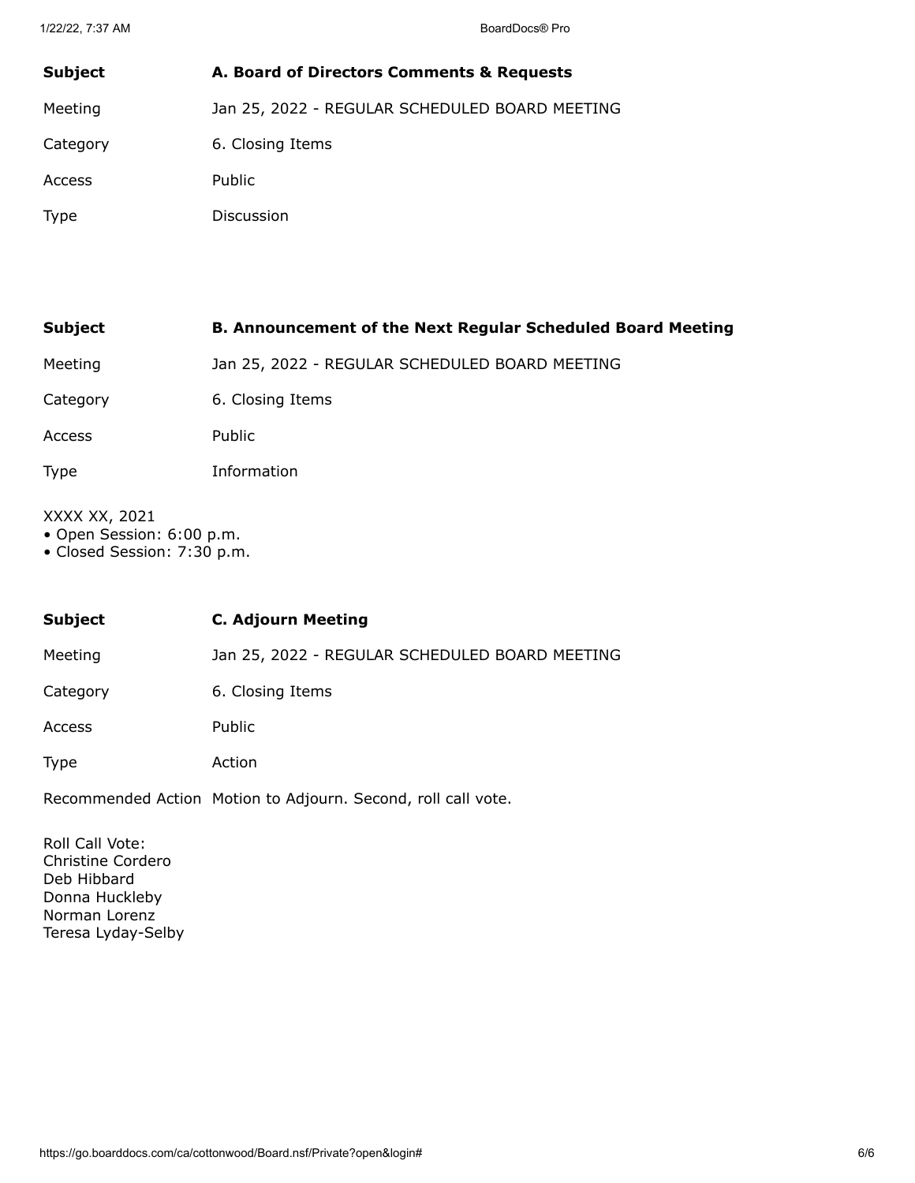| | |
|---|---|
| **Subject** | **A. Board of Directors Comments & Requests** |
| Meeting | Jan 25, 2022 - REGULAR SCHEDULED BOARD MEETING |
| Category | 6. Closing Items |
| Access | Public |
| Type | Discussion |

| | |
|---|---|
| **Subject** | **B. Announcement of the Next Regular Scheduled Board Meeting** |
| Meeting | Jan 25, 2022 - REGULAR SCHEDULED BOARD MEETING |
| Category | 6. Closing Items |
| Access | Public |
| Type | Information |

XXXX XX, 2021
- Open Session: 6:00 p.m.
- Closed Session: 7:30 p.m.

| | |
|---|---|
| **Subject** | **C. Adjourn Meeting** |
| Meeting | Jan 25, 2022 - REGULAR SCHEDULED BOARD MEETING |
| Category | 6. Closing Items |
| Access | Public |
| Type | Action |
| Recommended Action | Motion to Adjourn. Second, roll call vote. |

Roll Call Vote:
Christine Cordero
Deb Hibbard
Donna Huckleby
Norman Lorenz
Teresa Lyday-Selby